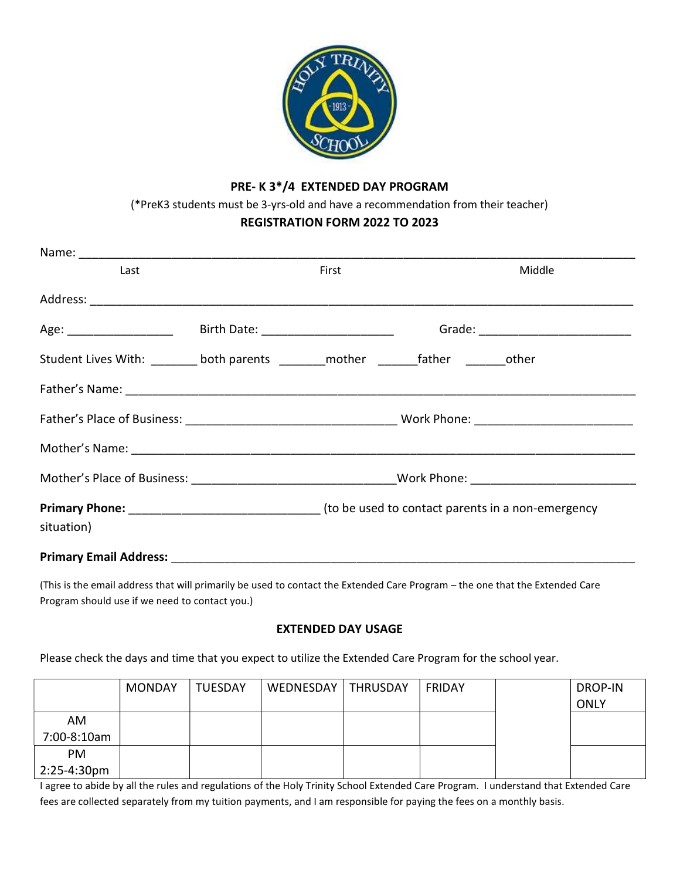**PRE- K 3*/4 EXTENDED DAY PROGRAM**

(*PreK3 students must be 3-yrs-old and have a recommendation from their teacher)

**REGISTRATION FORM 2022 TO 2023**

Name: ______________________________________________________________________________

Last First Middle

Address: ____________________________________________________________________________

Age: ________________ Birth Date: ____________________ Grade: ______________________

Student Lives With: _______ both parents _______mother ______father ______other

Father's Name: _______________________________________________________________________

Father's Place of Business: _______________________________ Work Phone: _______________________

Mother's Name: ______________________________________________________________________

Mother's Place of Business: ______________________________Work Phone: ________________________

**Primary Phone:** ____________________________ (to be used to contact parents in a non-emergency situation)

**Primary Email Address:** ________________________________________________________________

(This is the email address that will primarily be used to contact the Extended Care Program – the one that the Extended Care Program should use if we need to contact you.)

**EXTENDED DAY USAGE**

Please check the days and time that you expect to utilize the Extended Care Program for the school year.

| | MONDAY | TUESDAY | WEDNESDAY | THRUSDAY | FRIDAY | | DROP-IN ONLY |
|---|---|---|---|---|---|---|---|
| AM 7:00-8:10am | | | | | | | |
| PM 2:25-4:30pm | | | | | | | |

I agree to abide by all the rules and regulations of the Holy Trinity School Extended Care Program. I understand that Extended Care fees are collected separately from my tuition payments, and I am responsible for paying the fees on a monthly basis.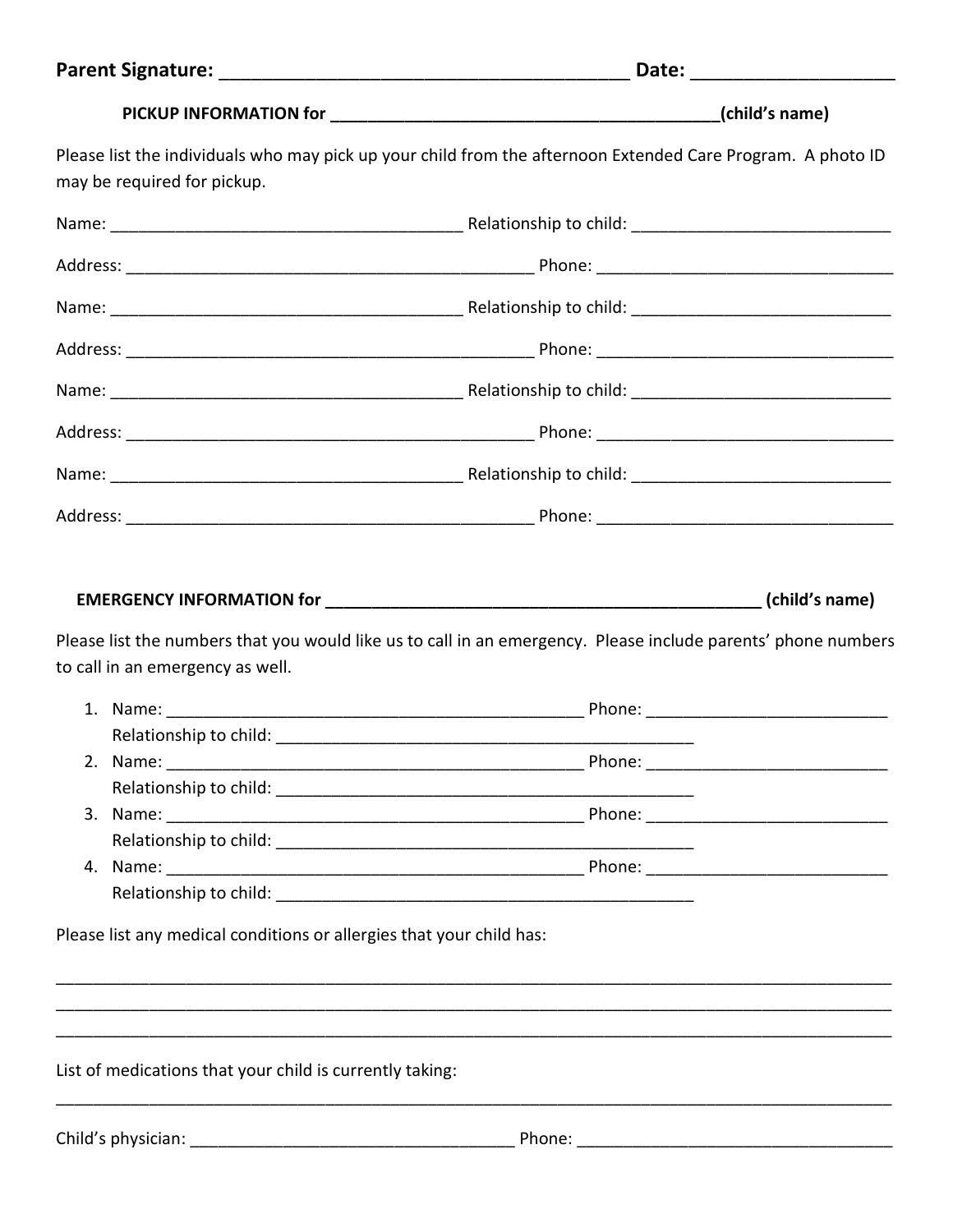**Parent Signature:** ________________________________________ **Date:** ___________________

**PICKUP INFORMATION for** __________________________________________ **(child's name)**

Please list the individuals who may pick up your child from the afternoon Extended Care Program. A photo ID may be required for pickup.

Name: _____________________________________ Relationship to child: ____________________________

Address: ____________________________________________ Phone: _________________________________

Name: _____________________________________ Relationship to child: ____________________________

Address: ____________________________________________ Phone: _________________________________

Name: _____________________________________ Relationship to child: ____________________________

Address: ____________________________________________ Phone: _________________________________

Name: _____________________________________ Relationship to child: ____________________________

Address: ____________________________________________ Phone: _________________________________

**EMERGENCY INFORMATION for** _______________________________________________ **(child's name)**

Please list the numbers that you would like us to call in an emergency. Please include parents' phone numbers to call in an emergency as well.

1. Name: _____________________________________________ Phone: __________________________
   Relationship to child: _____________________________________________
2. Name: _____________________________________________ Phone: __________________________
   Relationship to child: _____________________________________________
3. Name: _____________________________________________ Phone: __________________________
   Relationship to child: _____________________________________________
4. Name: _____________________________________________ Phone: __________________________
   Relationship to child: _____________________________________________

Please list any medical conditions or allergies that your child has:

_____________________________________________________________________________________________

_____________________________________________________________________________________________

_____________________________________________________________________________________________

List of medications that your child is currently taking:

_____________________________________________________________________________________________

Child's physician: __________________________________ Phone: _________________________________